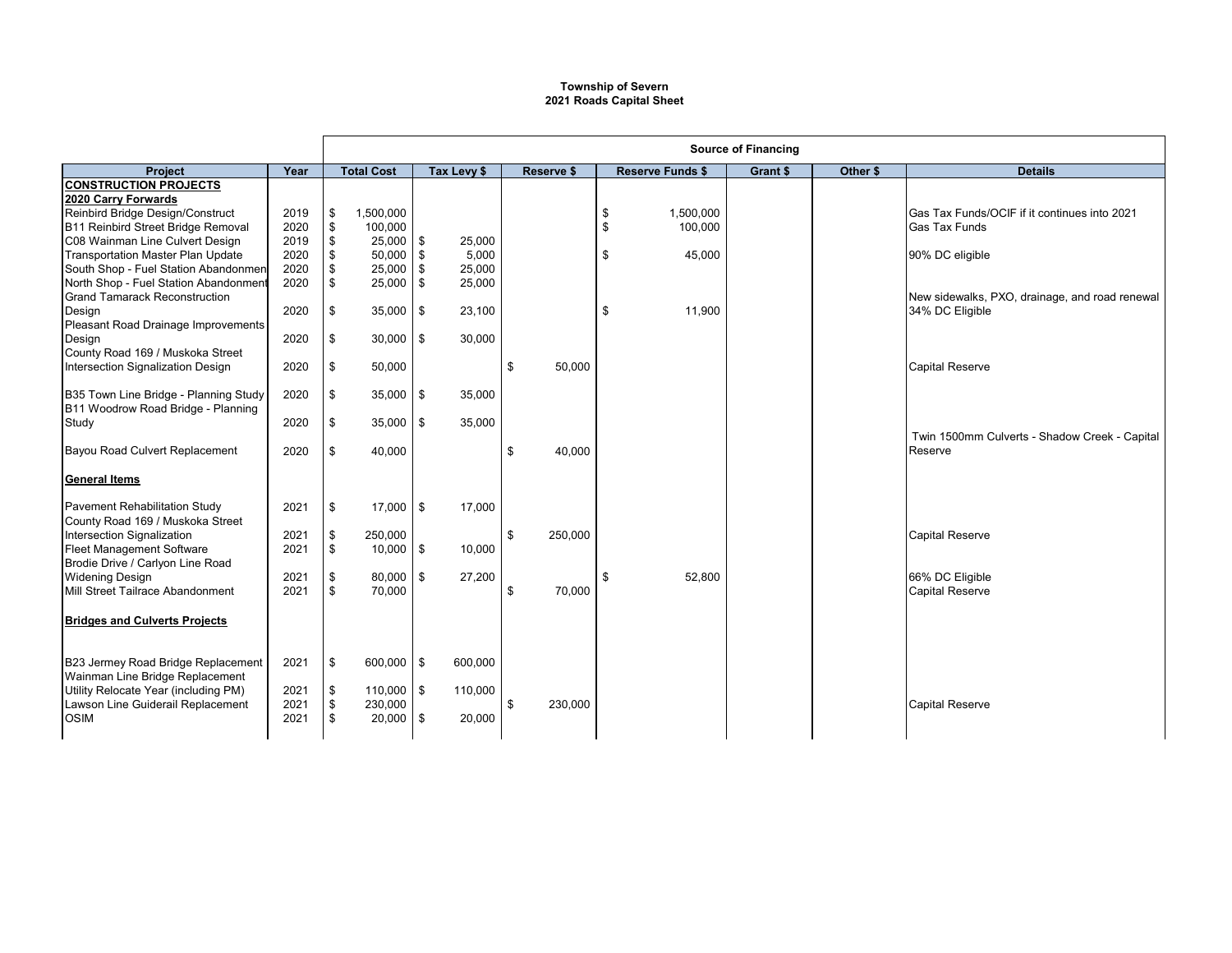**Township of Severn**
**2021 Roads Capital Sheet**

| Project | Year | Total Cost | Tax Levy $ | Reserve $ | Reserve Funds $ | Grant $ | Other $ | Details |
|---|---|---|---|---|---|---|---|---|
| | | Source of Financing | | | | | | |
| **CONSTRUCTION PROJECTS** | | | | | | | | |
| **2020 Carry Forwards** | | | | | | | | |
| Reinbird Bridge Design/Construct | 2019 | $ 1,500,000 | | | $ 1,500,000 | | | Gas Tax Funds/OCIF if it continues into 2021 |
| B11 Reinbird Street Bridge Removal | 2020 | $ 100,000 | | | $ 100,000 | | | Gas Tax Funds |
| C08 Wainman Line Culvert Design | 2019 | $ 25,000 | $ 25,000 | | | | | |
| Transportation Master Plan Update | 2020 | $ 50,000 | $ 5,000 | | $ 45,000 | | | 90% DC eligible |
| South Shop - Fuel Station Abandonmen | 2020 | $ 25,000 | $ 25,000 | | | | | |
| North Shop - Fuel Station Abandonment | 2020 | $ 25,000 | $ 25,000 | | | | | |
| Grand Tamarack Reconstruction Design | 2020 | $ 35,000 | $ 23,100 | | $ 11,900 | | | New sidewalks, PXO, drainage, and road renewal 34% DC Eligible |
| Pleasant Road Drainage Improvements Design | 2020 | $ 30,000 | $ 30,000 | | | | | |
| County Road 169 / Muskoka Street Intersection Signalization Design | 2020 | $ 50,000 | | $ 50,000 | | | | Capital Reserve |
| B35 Town Line Bridge - Planning Study | 2020 | $ 35,000 | $ 35,000 | | | | | |
| B11 Woodrow Road Bridge - Planning Study | 2020 | $ 35,000 | $ 35,000 | | | | | |
| Bayou Road Culvert Replacement | 2020 | $ 40,000 | | $ 40,000 | | | | Twin 1500mm Culverts - Shadow Creek - Capital Reserve |
| **General Items** | | | | | | | | |
| Pavement Rehabilitation Study | 2021 | $ 17,000 | $ 17,000 | | | | | |
| County Road 169 / Muskoka Street Intersection Signalization | 2021 | $ 250,000 | | $ 250,000 | | | | Capital Reserve |
| Fleet Management Software | 2021 | $ 10,000 | $ 10,000 | | | | | |
| Brodie Drive / Carlyon Line Road Widening Design | 2021 | $ 80,000 | $ 27,200 | | $ 52,800 | | | 66% DC Eligible |
| Mill Street Tailrace Abandonment | 2021 | $ 70,000 | | $ 70,000 | | | | Capital Reserve |
| **Bridges and Culverts Projects** | | | | | | | | |
| B23 Jermey Road Bridge Replacement | 2021 | $ 600,000 | $ 600,000 | | | | | |
| Wainman Line Bridge Replacement Utility Relocate Year (including PM) | 2021 | $ 110,000 | $ 110,000 | | | | | |
| Lawson Line Guiderail Replacement | 2021 | $ 230,000 | | $ 230,000 | | | | Capital Reserve |
| OSIM | 2021 | $ 20,000 | $ 20,000 | | | | | |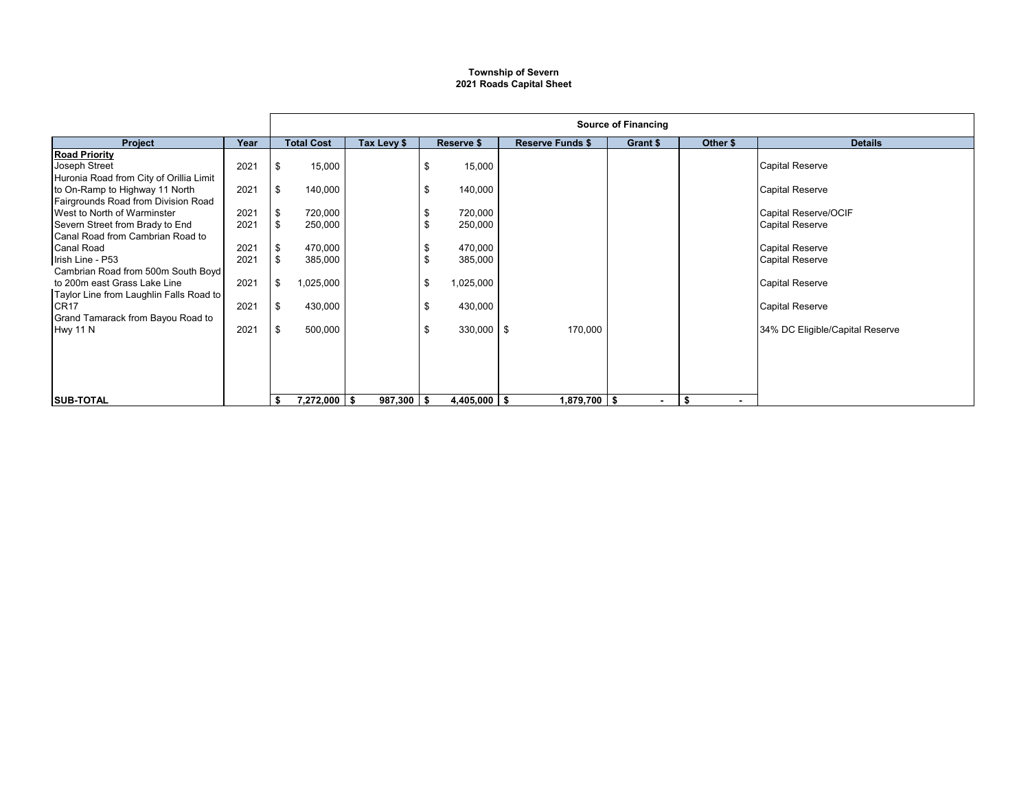**Township of Severn**
**2021 Roads Capital Sheet**

| Project | Year | Total Cost | Tax Levy $ | Reserve $ | Reserve Funds $ | Grant $ | Other $ | Details |
|---|---|---|---|---|---|---|---|---|
| | | | Source of Financing | | | | | |
| **Road Priority** | | | | | | | | |
| Joseph Street | 2021 | $ 15,000 | | $ 15,000 | | | | Capital Reserve |
| Huronia Road from City of Orillia Limit to On-Ramp to Highway 11 North | 2021 | $ 140,000 | | $ 140,000 | | | | Capital Reserve |
| Fairgrounds Road from Division Road West to North of Warminster | 2021 | $ 720,000 | | $ 720,000 | | | | Capital Reserve/OCIF |
| Severn Street from Brady to End | 2021 | $ 250,000 | | $ 250,000 | | | | Capital Reserve |
| Canal Road from Cambrian Road to Canal Road | 2021 | $ 470,000 | | $ 470,000 | | | | Capital Reserve |
| Irish Line - P53 | 2021 | $ 385,000 | | $ 385,000 | | | | Capital Reserve |
| Cambrian Road from 500m South Boyd to 200m east Grass Lake Line | 2021 | $ 1,025,000 | | $ 1,025,000 | | | | Capital Reserve |
| Taylor Line from Laughlin Falls Road to CR17 | 2021 | $ 430,000 | | $ 430,000 | | | | Capital Reserve |
| Grand Tamarack from Bayou Road to Hwy 11 N | 2021 | $ 500,000 | | $ 330,000 | $ 170,000 | | | 34% DC Eligible/Capital Reserve |
| **SUB-TOTAL** | | **$ 7,272,000** | **$ 987,300** | **$ 4,405,000** | **$ 1,879,700** | **$ -** | **$ -** | |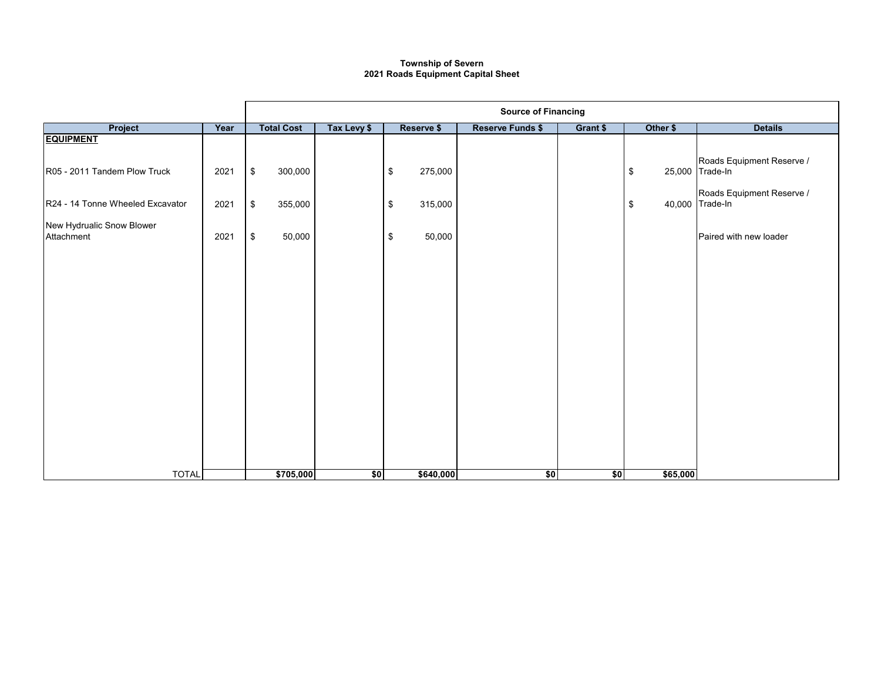**Township of Severn**
**2021 Roads Equipment Capital Sheet**

| | | Source of Financing | | | | | | | |
|---|---|---|---|---|---|---|---|---|---|
| **Project** | **Year** | **Total Cost** | **Tax Levy $** | **Reserve $** | **Reserve Funds $** | **Grant $** | **Other $** | **Details** |
| **EQUIPMENT** | | | | | | | | |
| R05 - 2011 Tandem Plow Truck | 2021 | $ 300,000 | | $ 275,000 | | | $ 25,000 | Roads Equipment Reserve / Trade-In |
| R24 - 14 Tonne Wheeled Excavator | 2021 | $ 355,000 | | $ 315,000 | | | $ 40,000 | Roads Equipment Reserve / Trade-In |
| New Hydrualic Snow Blower Attachment | 2021 | $ 50,000 | | $ 50,000 | | | | Paired with new loader |
| TOTAL | | $705,000 | $0 | $640,000 | $0 | $0 | $65,000 | |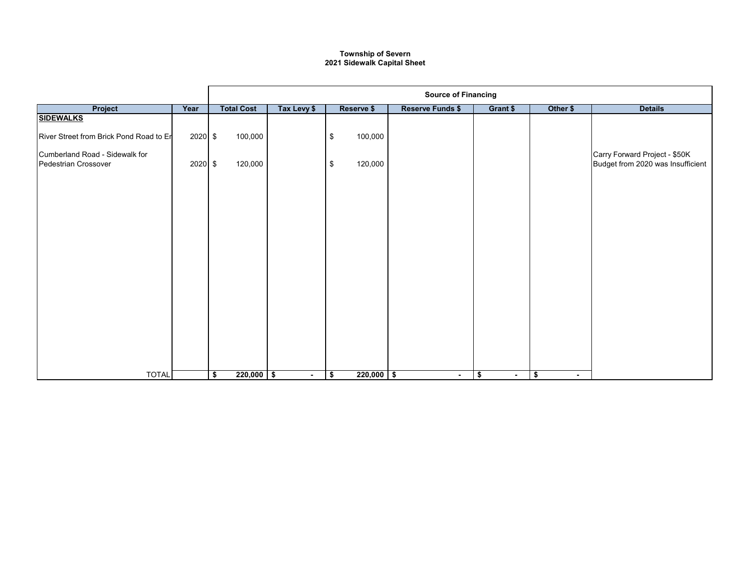**Township of Severn**
**2021 Sidewalk Capital Sheet**

| | | | Source of Financing | | | | | |
|---|---|---|---|---|---|---|---|---|
| **Project** | **Year** | **Total Cost** | **Tax Levy $** | **Reserve $** | **Reserve Funds $** | **Grant $** | **Other $** | **Details** |
| **SIDEWALKS** | | | | | | | | |
| River Street from Brick Pond Road to Er | 2020 | $ 100,000 | | $ 100,000 | | | | |
| Cumberland Road - Sidewalk for Pedestrian Crossover | 2020 | $ 120,000 | | $ 120,000 | | | | Carry Forward Project - $50K Budget from 2020 was Insufficient |
| TOTAL | | **$ 220,000** | **$ -** | **$ 220,000** | **$ -** | **$ -** | **$ -** | |